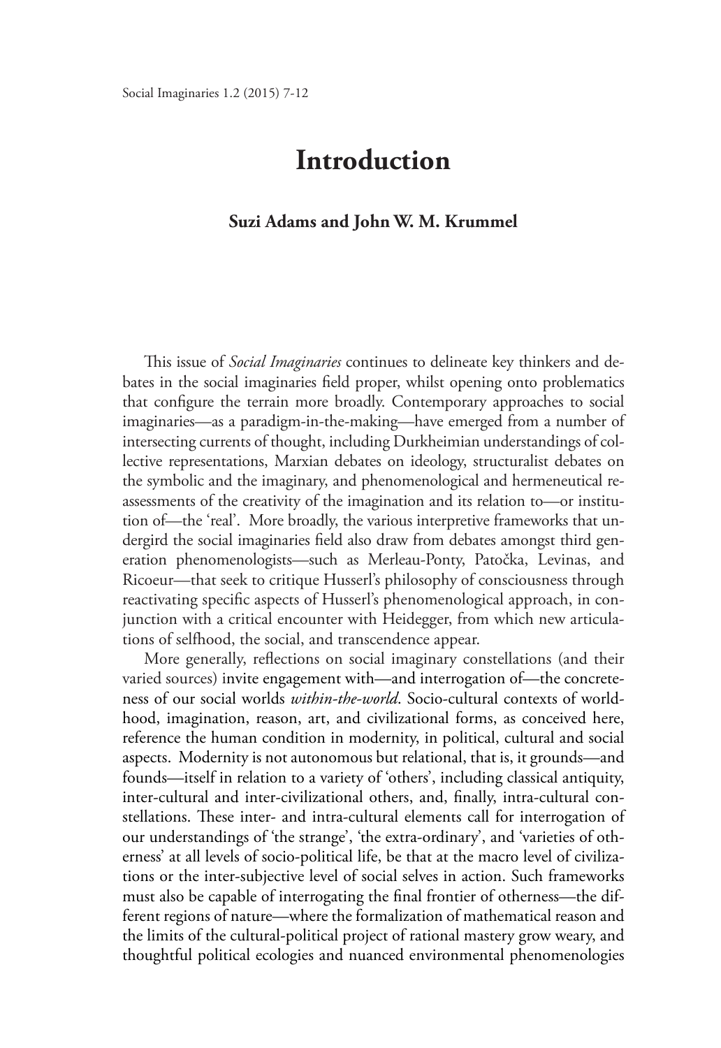# Introduction

**Suzi Adams and John W. M. Krummel**

This issue of *Social Imaginaries* continues to delineate key thinkers and debates in the social imaginaries field proper, whilst opening onto problematics that configure the terrain more broadly. Contemporary approaches to social imaginaries—as a paradigm-in-the-making—have emerged from a number of intersecting currents of thought, including Durkheimian understandings of collective representations, Marxian debates on ideology, structuralist debates on the symbolic and the imaginary, and phenomenological and hermeneutical reassessments of the creativity of the imagination and its relation to—or institution of—the 'real'. More broadly, the various interpretive frameworks that undergird the social imaginaries field also draw from debates amongst third generation phenomenologists—such as Merleau-Ponty, Patočka, Levinas, and Ricoeur—that seek to critique Husserl's philosophy of consciousness through reactivating specific aspects of Husserl's phenomenological approach, in conjunction with a critical encounter with Heidegger, from which new articulations of selfhood, the social, and transcendence appear.

More generally, reflections on social imaginary constellations (and their varied sources) invite engagement with—and interrogation of—the concreteness of our social worlds *within-the-world*. Socio-cultural contexts of worldhood, imagination, reason, art, and civilizational forms, as conceived here, reference the human condition in modernity, in political, cultural and social aspects. Modernity is not autonomous but relational, that is, it grounds—and founds—itself in relation to a variety of 'others', including classical antiquity, inter-cultural and inter-civilizational others, and, finally, intra-cultural constellations. These inter- and intra-cultural elements call for interrogation of our understandings of 'the strange', 'the extra-ordinary', and 'varieties of otherness' at all levels of socio-political life, be that at the macro level of civilizations or the inter-subjective level of social selves in action. Such frameworks must also be capable of interrogating the final frontier of otherness—the different regions of nature—where the formalization of mathematical reason and the limits of the cultural-political project of rational mastery grow weary, and thoughtful political ecologies and nuanced environmental phenomenologies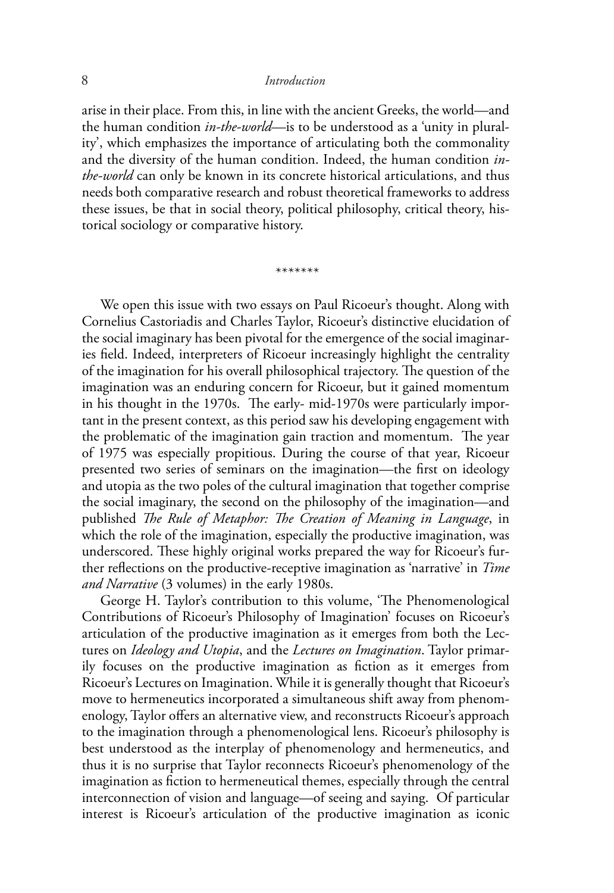arise in their place. From this, in line with the ancient Greeks, the world—and the human condition *in-the-world*—is to be understood as a 'unity in plurality', which emphasizes the importance of articulating both the commonality and the diversity of the human condition. Indeed, the human condition *in-the-world* can only be known in its concrete historical articulations, and thus needs both comparative research and robust theoretical frameworks to address these issues, be that in social theory, political philosophy, critical theory, historical sociology or comparative history.

\*\*\*\*\*\*\*

We open this issue with two essays on Paul Ricoeur's thought. Along with Cornelius Castoriadis and Charles Taylor, Ricoeur's distinctive elucidation of the social imaginary has been pivotal for the emergence of the social imaginaries field. Indeed, interpreters of Ricoeur increasingly highlight the centrality of the imagination for his overall philosophical trajectory. The question of the imagination was an enduring concern for Ricoeur, but it gained momentum in his thought in the 1970s. The early- mid-1970s were particularly important in the present context, as this period saw his developing engagement with the problematic of the imagination gain traction and momentum. The year of 1975 was especially propitious. During the course of that year, Ricoeur presented two series of seminars on the imagination—the first on ideology and utopia as the two poles of the cultural imagination that together comprise the social imaginary, the second on the philosophy of the imagination—and published *The Rule of Metaphor: The Creation of Meaning in Language*, in which the role of the imagination, especially the productive imagination, was underscored. These highly original works prepared the way for Ricoeur's further reflections on the productive-receptive imagination as 'narrative' in *Time and Narrative* (3 volumes) in the early 1980s.

George H. Taylor's contribution to this volume, 'The Phenomenological Contributions of Ricoeur's Philosophy of Imagination' focuses on Ricoeur's articulation of the productive imagination as it emerges from both the Lectures on *Ideology and Utopia*, and the *Lectures on Imagination*. Taylor primarily focuses on the productive imagination as fiction as it emerges from Ricoeur's Lectures on Imagination. While it is generally thought that Ricoeur's move to hermeneutics incorporated a simultaneous shift away from phenomenology, Taylor offers an alternative view, and reconstructs Ricoeur's approach to the imagination through a phenomenological lens. Ricoeur's philosophy is best understood as the interplay of phenomenology and hermeneutics, and thus it is no surprise that Taylor reconnects Ricoeur's phenomenology of the imagination as fiction to hermeneutical themes, especially through the central interconnection of vision and language—of seeing and saying. Of particular interest is Ricoeur's articulation of the productive imagination as iconic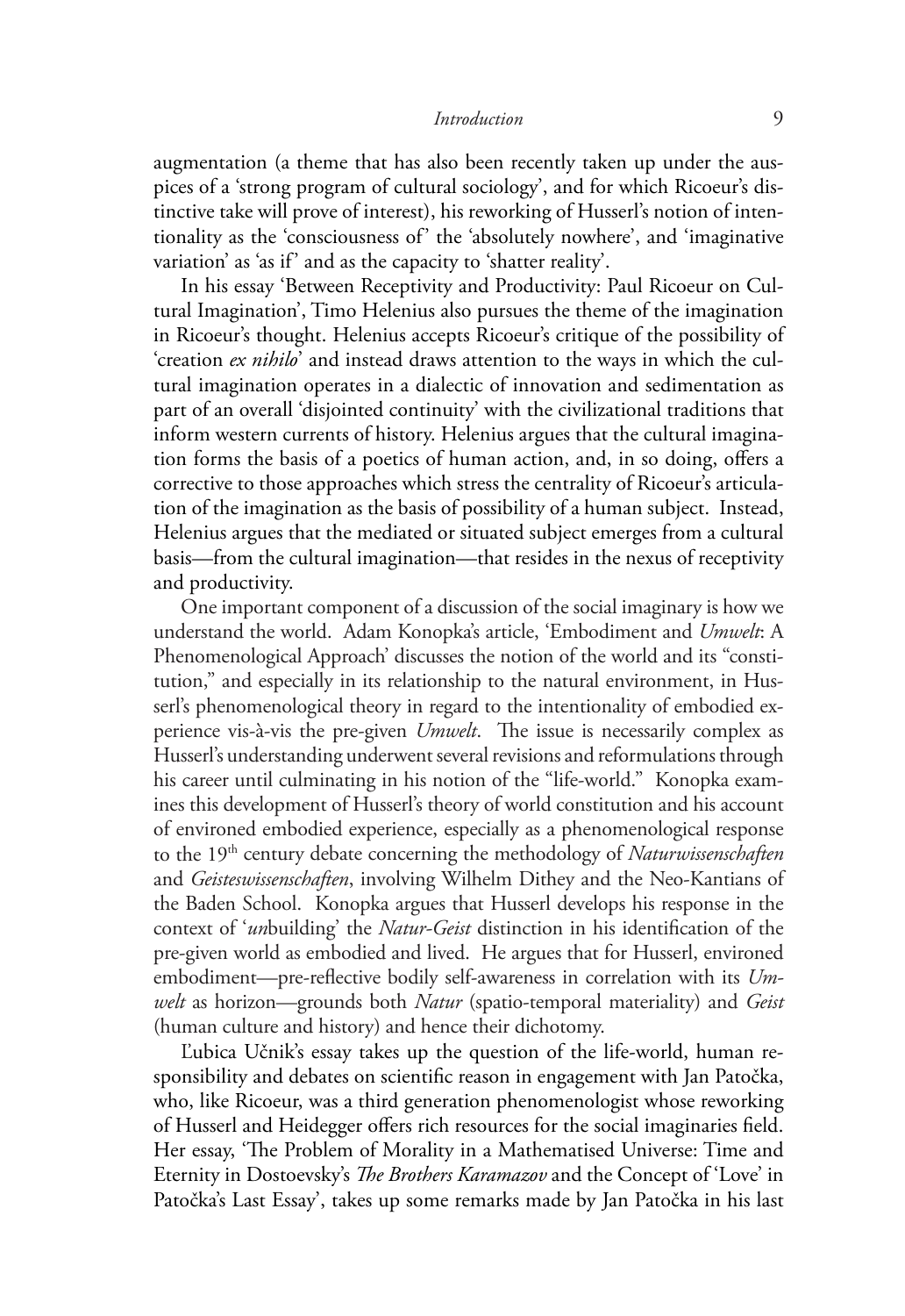augmentation (a theme that has also been recently taken up under the auspices of a 'strong program of cultural sociology', and for which Ricoeur's distinctive take will prove of interest), his reworking of Husserl's notion of intentionality as the 'consciousness of' the 'absolutely nowhere', and 'imaginative variation' as 'as if' and as the capacity to 'shatter reality'.

In his essay 'Between Receptivity and Productivity: Paul Ricoeur on Cultural Imagination', Timo Helenius also pursues the theme of the imagination in Ricoeur's thought. Helenius accepts Ricoeur's critique of the possibility of 'creation *ex nihilo*' and instead draws attention to the ways in which the cultural imagination operates in a dialectic of innovation and sedimentation as part of an overall 'disjointed continuity' with the civilizational traditions that inform western currents of history. Helenius argues that the cultural imagination forms the basis of a poetics of human action, and, in so doing, offers a corrective to those approaches which stress the centrality of Ricoeur's articulation of the imagination as the basis of possibility of a human subject. Instead, Helenius argues that the mediated or situated subject emerges from a cultural basis—from the cultural imagination—that resides in the nexus of receptivity and productivity.

One important component of a discussion of the social imaginary is how we understand the world. Adam Konopka's article, 'Embodiment and *Umwelt*: A Phenomenological Approach' discusses the notion of the world and its "constitution," and especially in its relationship to the natural environment, in Husserl's phenomenological theory in regard to the intentionality of embodied experience vis-à-vis the pre-given *Umwelt*. The issue is necessarily complex as Husserl's understanding underwent several revisions and reformulations through his career until culminating in his notion of the "life-world." Konopka examines this development of Husserl's theory of world constitution and his account of environed embodied experience, especially as a phenomenological response to the 19th century debate concerning the methodology of *Naturwissenschaften* and *Geisteswissenschaften*, involving Wilhelm Dithey and the Neo-Kantians of the Baden School. Konopka argues that Husserl develops his response in the context of '*un*building' the *Natur-Geist* distinction in his identification of the pre-given world as embodied and lived. He argues that for Husserl, environed embodiment—pre-reflective bodily self-awareness in correlation with its *Umwelt* as horizon—grounds both *Natur* (spatio-temporal materiality) and *Geist* (human culture and history) and hence their dichotomy.

Ľubica Učník's essay takes up the question of the life-world, human responsibility and debates on scientific reason in engagement with Jan Patočka, who, like Ricoeur, was a third generation phenomenologist whose reworking of Husserl and Heidegger offers rich resources for the social imaginaries field. Her essay, 'The Problem of Morality in a Mathematised Universe: Time and Eternity in Dostoevsky's *The Brothers Karamazov* and the Concept of 'Love' in Patočka's Last Essay', takes up some remarks made by Jan Patočka in his last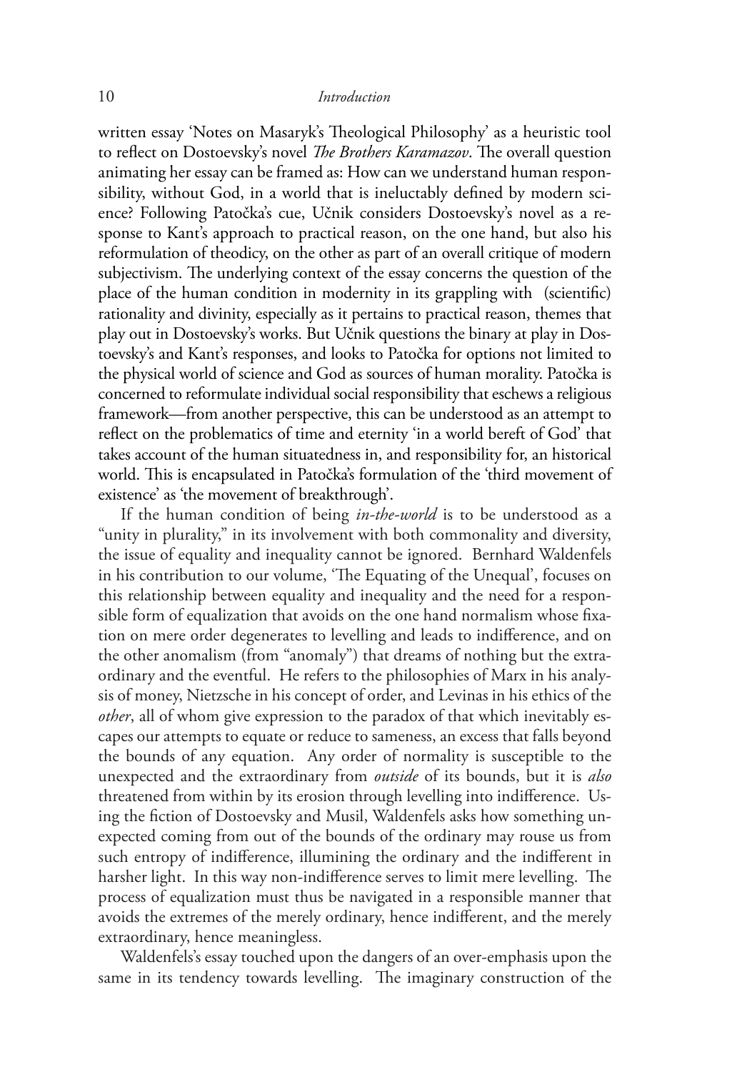written essay 'Notes on Masaryk's Theological Philosophy' as a heuristic tool to reflect on Dostoevsky's novel *The Brothers Karamazov*. The overall question animating her essay can be framed as: How can we understand human responsibility, without God, in a world that is ineluctably defined by modern science? Following Patočka's cue, Učnik considers Dostoevsky's novel as a response to Kant's approach to practical reason, on the one hand, but also his reformulation of theodicy, on the other as part of an overall critique of modern subjectivism. The underlying context of the essay concerns the question of the place of the human condition in modernity in its grappling with (scientific) rationality and divinity, especially as it pertains to practical reason, themes that play out in Dostoevsky's works. But Učnik questions the binary at play in Dostoevsky's and Kant's responses, and looks to Patočka for options not limited to the physical world of science and God as sources of human morality. Patočka is concerned to reformulate individual social responsibility that eschews a religious framework—from another perspective, this can be understood as an attempt to reflect on the problematics of time and eternity 'in a world bereft of God' that takes account of the human situatedness in, and responsibility for, an historical world. This is encapsulated in Patočka's formulation of the 'third movement of existence' as 'the movement of breakthrough'.

If the human condition of being *in-the-world* is to be understood as a "unity in plurality," in its involvement with both commonality and diversity, the issue of equality and inequality cannot be ignored. Bernhard Waldenfels in his contribution to our volume, 'The Equating of the Unequal', focuses on this relationship between equality and inequality and the need for a responsible form of equalization that avoids on the one hand normalism whose fixation on mere order degenerates to levelling and leads to indifference, and on the other anomalism (from "anomaly") that dreams of nothing but the extraordinary and the eventful. He refers to the philosophies of Marx in his analysis of money, Nietzsche in his concept of order, and Levinas in his ethics of the *other*, all of whom give expression to the paradox of that which inevitably escapes our attempts to equate or reduce to sameness, an excess that falls beyond the bounds of any equation. Any order of normality is susceptible to the unexpected and the extraordinary from *outside* of its bounds, but it is *also* threatened from within by its erosion through levelling into indifference. Using the fiction of Dostoevsky and Musil, Waldenfels asks how something unexpected coming from out of the bounds of the ordinary may rouse us from such entropy of indifference, illumining the ordinary and the indifferent in harsher light. In this way non-indifference serves to limit mere levelling. The process of equalization must thus be navigated in a responsible manner that avoids the extremes of the merely ordinary, hence indifferent, and the merely extraordinary, hence meaningless.

Waldenfels's essay touched upon the dangers of an over-emphasis upon the same in its tendency towards levelling. The imaginary construction of the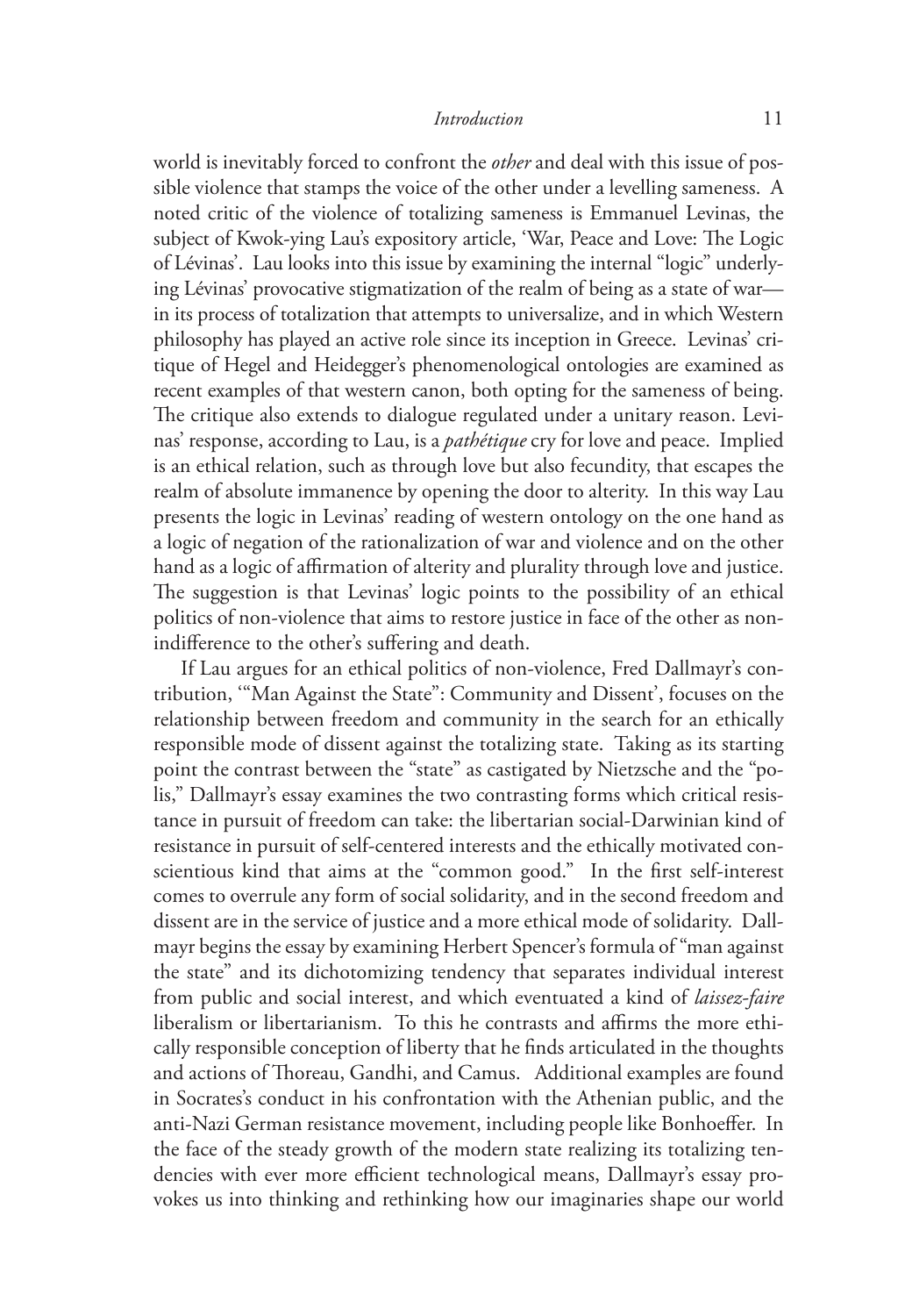world is inevitably forced to confront the *other* and deal with this issue of possible violence that stamps the voice of the other under a levelling sameness. A noted critic of the violence of totalizing sameness is Emmanuel Levinas, the subject of Kwok-ying Lau's expository article, 'War, Peace and Love: The Logic of Lévinas'. Lau looks into this issue by examining the internal "logic" underlying Lévinas' provocative stigmatization of the realm of being as a state of war—in its process of totalization that attempts to universalize, and in which Western philosophy has played an active role since its inception in Greece. Levinas' critique of Hegel and Heidegger's phenomenological ontologies are examined as recent examples of that western canon, both opting for the sameness of being. The critique also extends to dialogue regulated under a unitary reason. Levinas' response, according to Lau, is a *pathétique* cry for love and peace. Implied is an ethical relation, such as through love but also fecundity, that escapes the realm of absolute immanence by opening the door to alterity. In this way Lau presents the logic in Levinas' reading of western ontology on the one hand as a logic of negation of the rationalization of war and violence and on the other hand as a logic of affirmation of alterity and plurality through love and justice. The suggestion is that Levinas' logic points to the possibility of an ethical politics of non-violence that aims to restore justice in face of the other as non-indifference to the other's suffering and death.

If Lau argues for an ethical politics of non-violence, Fred Dallmayr's contribution, '"Man Against the State": Community and Dissent', focuses on the relationship between freedom and community in the search for an ethically responsible mode of dissent against the totalizing state. Taking as its starting point the contrast between the "state" as castigated by Nietzsche and the "polis," Dallmayr's essay examines the two contrasting forms which critical resistance in pursuit of freedom can take: the libertarian social-Darwinian kind of resistance in pursuit of self-centered interests and the ethically motivated conscientious kind that aims at the "common good." In the first self-interest comes to overrule any form of social solidarity, and in the second freedom and dissent are in the service of justice and a more ethical mode of solidarity. Dallmayr begins the essay by examining Herbert Spencer's formula of "man against the state" and its dichotomizing tendency that separates individual interest from public and social interest, and which eventuated a kind of *laissez-faire* liberalism or libertarianism. To this he contrasts and affirms the more ethically responsible conception of liberty that he finds articulated in the thoughts and actions of Thoreau, Gandhi, and Camus. Additional examples are found in Socrates's conduct in his confrontation with the Athenian public, and the anti-Nazi German resistance movement, including people like Bonhoeffer. In the face of the steady growth of the modern state realizing its totalizing tendencies with ever more efficient technological means, Dallmayr's essay provokes us into thinking and rethinking how our imaginaries shape our world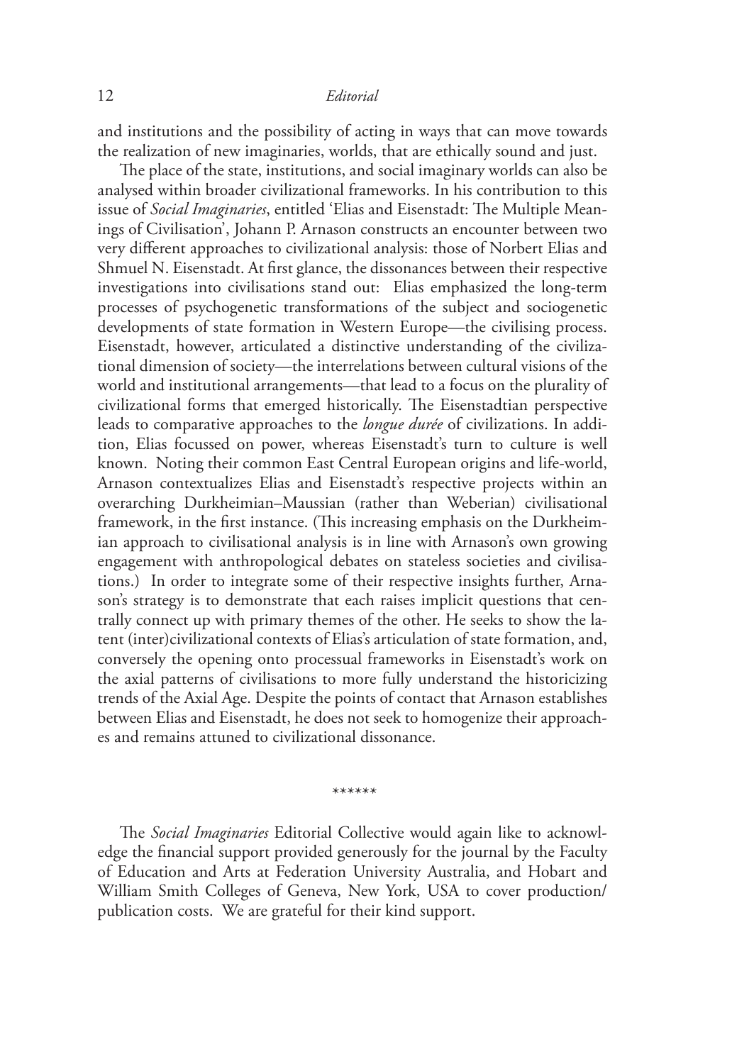and institutions and the possibility of acting in ways that can move towards the realization of new imaginaries, worlds, that are ethically sound and just.

The place of the state, institutions, and social imaginary worlds can also be analysed within broader civilizational frameworks. In his contribution to this issue of *Social Imaginaries*, entitled 'Elias and Eisenstadt: The Multiple Meanings of Civilisation', Johann P. Arnason constructs an encounter between two very different approaches to civilizational analysis: those of Norbert Elias and Shmuel N. Eisenstadt. At first glance, the dissonances between their respective investigations into civilisations stand out: Elias emphasized the long-term processes of psychogenetic transformations of the subject and sociogenetic developments of state formation in Western Europe—the civilising process. Eisenstadt, however, articulated a distinctive understanding of the civilizational dimension of society—the interrelations between cultural visions of the world and institutional arrangements—that lead to a focus on the plurality of civilizational forms that emerged historically. The Eisenstadtian perspective leads to comparative approaches to the *longue durée* of civilizations. In addition, Elias focussed on power, whereas Eisenstadt's turn to culture is well known. Noting their common East Central European origins and life-world, Arnason contextualizes Elias and Eisenstadt's respective projects within an overarching Durkheimian–Maussian (rather than Weberian) civilisational framework, in the first instance. (This increasing emphasis on the Durkheimian approach to civilisational analysis is in line with Arnason's own growing engagement with anthropological debates on stateless societies and civilisations.) In order to integrate some of their respective insights further, Arnason's strategy is to demonstrate that each raises implicit questions that centrally connect up with primary themes of the other. He seeks to show the latent (inter)civilizational contexts of Elias's articulation of state formation, and, conversely the opening onto processual frameworks in Eisenstadt's work on the axial patterns of civilisations to more fully understand the historicizing trends of the Axial Age. Despite the points of contact that Arnason establishes between Elias and Eisenstadt, he does not seek to homogenize their approaches and remains attuned to civilizational dissonance.

******

The *Social Imaginaries* Editorial Collective would again like to acknowledge the financial support provided generously for the journal by the Faculty of Education and Arts at Federation University Australia, and Hobart and William Smith Colleges of Geneva, New York, USA to cover production/publication costs. We are grateful for their kind support.